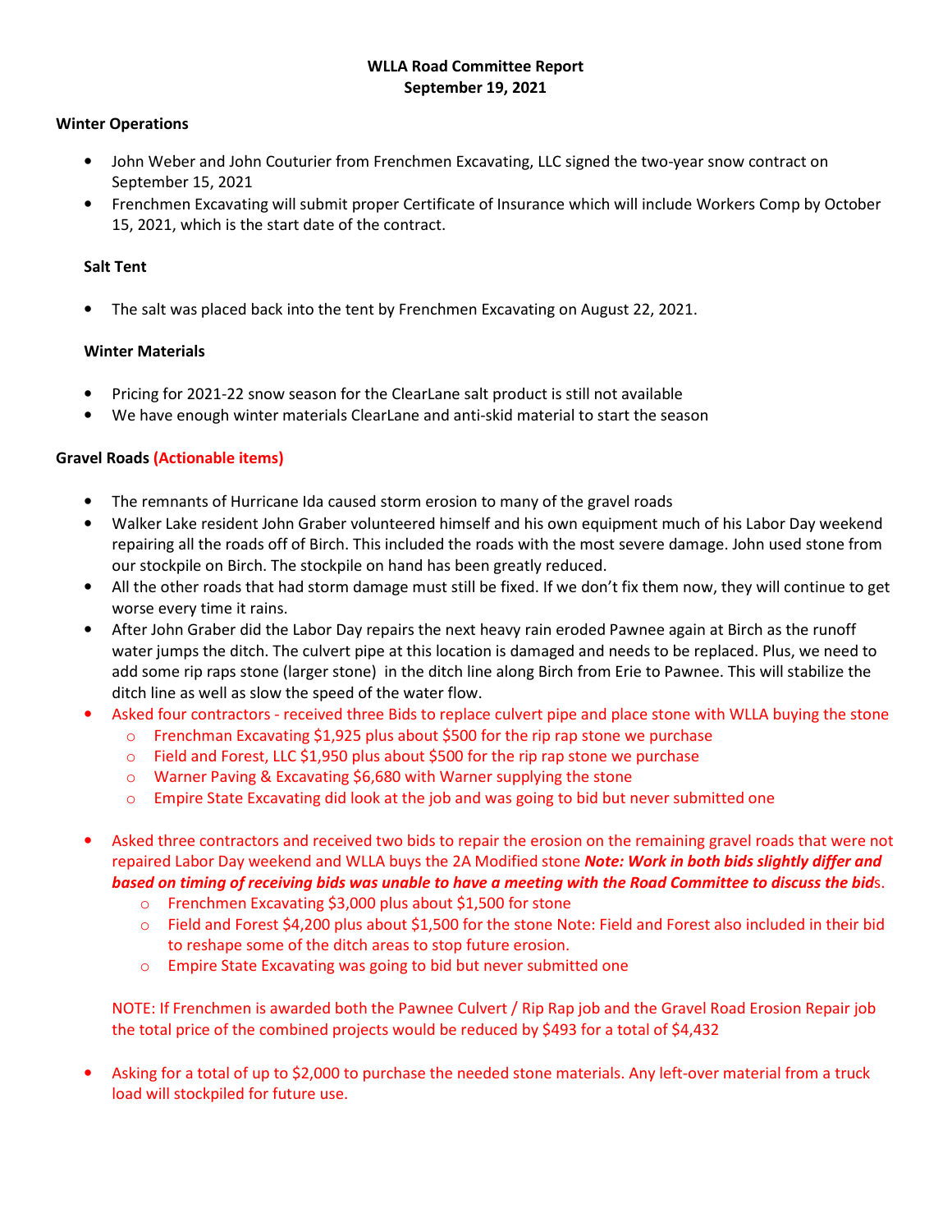**WLLA Road Committee Report**
**September 19, 2021**

**Winter Operations**

- John Weber and John Couturier from Frenchmen Excavating, LLC signed the two-year snow contract on September 15, 2021
- Frenchmen Excavating will submit proper Certificate of Insurance which will include Workers Comp by October 15, 2021, which is the start date of the contract.

**Salt Tent**

- The salt was placed back into the tent by Frenchmen Excavating on August 22, 2021.

**Winter Materials**

- Pricing for 2021-22 snow season for the ClearLane salt product is still not available
- We have enough winter materials ClearLane and anti-skid material to start the season

**Gravel Roads (Actionable items)**

- The remnants of Hurricane Ida caused storm erosion to many of the gravel roads
- Walker Lake resident John Graber volunteered himself and his own equipment much of his Labor Day weekend repairing all the roads off of Birch. This included the roads with the most severe damage. John used stone from our stockpile on Birch. The stockpile on hand has been greatly reduced.
- All the other roads that had storm damage must still be fixed. If we don't fix them now, they will continue to get worse every time it rains.
- After John Graber did the Labor Day repairs the next heavy rain eroded Pawnee again at Birch as the runoff water jumps the ditch. The culvert pipe at this location is damaged and needs to be replaced. Plus, we need to add some rip raps stone (larger stone) in the ditch line along Birch from Erie to Pawnee. This will stabilize the ditch line as well as slow the speed of the water flow.
- Asked four contractors - received three Bids to replace culvert pipe and place stone with WLLA buying the stone
  - Frenchman Excavating $1,925 plus about $500 for the rip rap stone we purchase
  - Field and Forest, LLC $1,950 plus about $500 for the rip rap stone we purchase
  - Warner Paving & Excavating $6,680 with Warner supplying the stone
  - Empire State Excavating did look at the job and was going to bid but never submitted one

- Asked three contractors and received two bids to repair the erosion on the remaining gravel roads that were not repaired Labor Day weekend and WLLA buys the 2A Modified stone ***Note: Work in both bids slightly differ and based on timing of receiving bids was unable to have a meeting with the Road Committee to discuss the bid***s.
  - Frenchmen Excavating $3,000 plus about $1,500 for stone
  - Field and Forest $4,200 plus about $1,500 for the stone Note: Field and Forest also included in their bid to reshape some of the ditch areas to stop future erosion.
  - Empire State Excavating was going to bid but never submitted one

  NOTE: If Frenchmen is awarded both the Pawnee Culvert / Rip Rap job and the Gravel Road Erosion Repair job the total price of the combined projects would be reduced by $493 for a total of $4,432

- Asking for a total of up to $2,000 to purchase the needed stone materials. Any left-over material from a truck load will stockpiled for future use.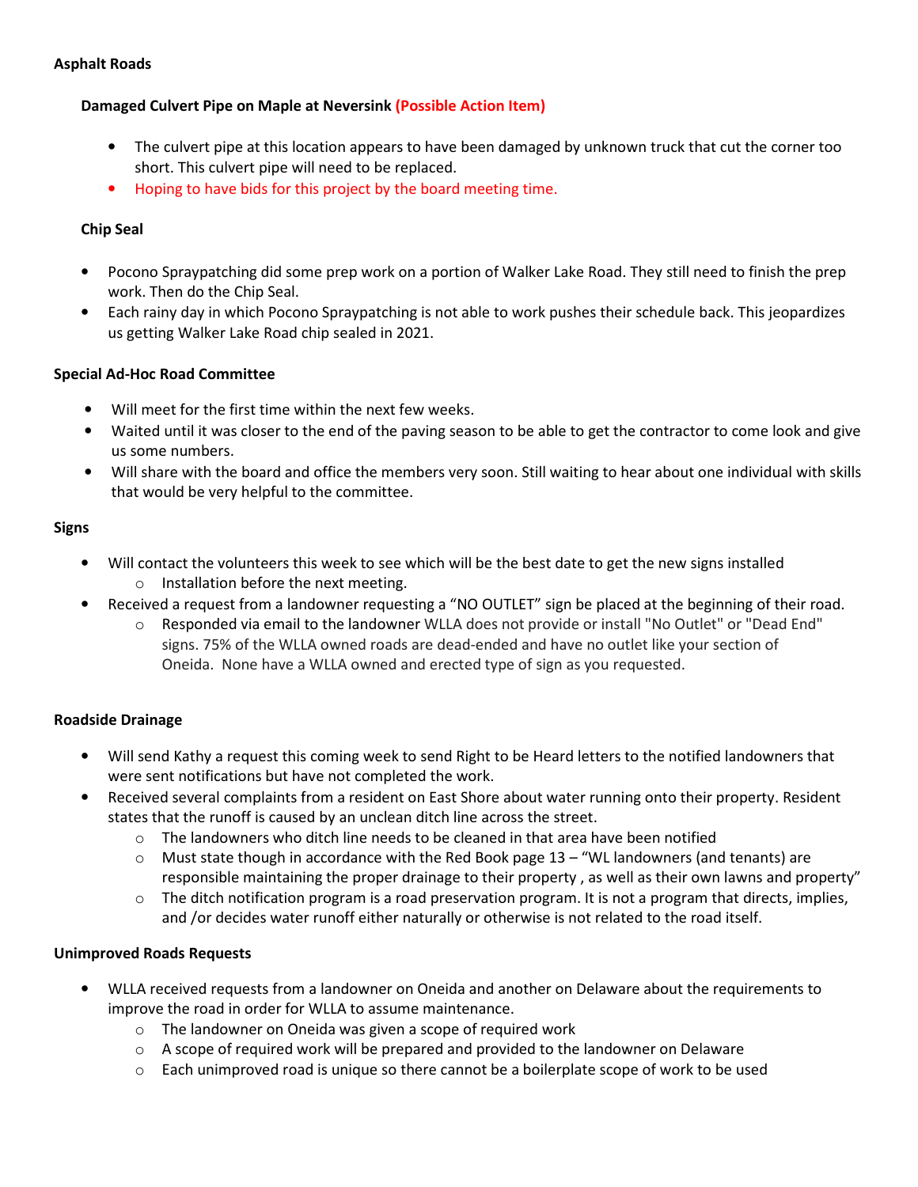## Asphalt Roads

### Damaged Culvert Pipe on Maple at Neversink (Possible Action Item)

- The culvert pipe at this location appears to have been damaged by unknown truck that cut the corner too short. This culvert pipe will need to be replaced.
- Hoping to have bids for this project by the board meeting time.

### Chip Seal

- Pocono Spraypatching did some prep work on a portion of Walker Lake Road. They still need to finish the prep work. Then do the Chip Seal.
- Each rainy day in which Pocono Spraypatching is not able to work pushes their schedule back. This jeopardizes us getting Walker Lake Road chip sealed in 2021.

## Special Ad-Hoc Road Committee

- Will meet for the first time within the next few weeks.
- Waited until it was closer to the end of the paving season to be able to get the contractor to come look and give us some numbers.
- Will share with the board and office the members very soon. Still waiting to hear about one individual with skills that would be very helpful to the committee.

## Signs

- Will contact the volunteers this week to see which will be the best date to get the new signs installed
  - Installation before the next meeting.
- Received a request from a landowner requesting a “NO OUTLET” sign be placed at the beginning of their road.
  - Responded via email to the landowner WLLA does not provide or install "No Outlet" or "Dead End" signs. 75% of the WLLA owned roads are dead-ended and have no outlet like your section of Oneida. None have a WLLA owned and erected type of sign as you requested.

## Roadside Drainage

- Will send Kathy a request this coming week to send Right to be Heard letters to the notified landowners that were sent notifications but have not completed the work.
- Received several complaints from a resident on East Shore about water running onto their property. Resident states that the runoff is caused by an unclean ditch line across the street.
  - The landowners who ditch line needs to be cleaned in that area have been notified
  - Must state though in accordance with the Red Book page 13 – “WL landowners (and tenants) are responsible maintaining the proper drainage to their property , as well as their own lawns and property”
  - The ditch notification program is a road preservation program. It is not a program that directs, implies, and /or decides water runoff either naturally or otherwise is not related to the road itself.

## Unimproved Roads Requests

- WLLA received requests from a landowner on Oneida and another on Delaware about the requirements to improve the road in order for WLLA to assume maintenance.
  - The landowner on Oneida was given a scope of required work
  - A scope of required work will be prepared and provided to the landowner on Delaware
  - Each unimproved road is unique so there cannot be a boilerplate scope of work to be used